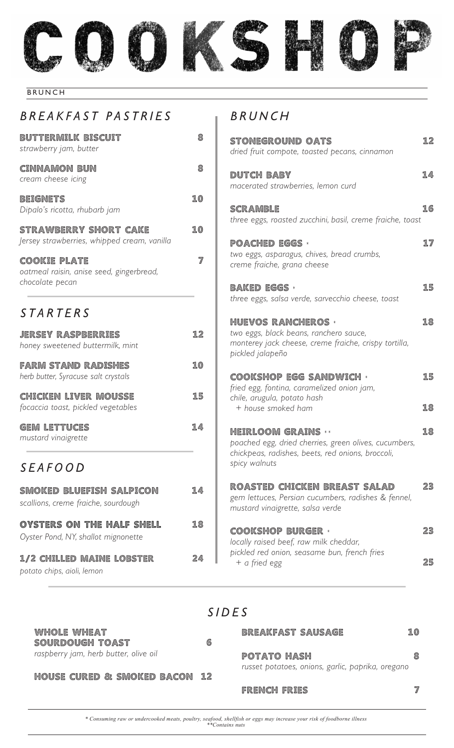# COOKSHOP

BRUNCH

## *BREAKFAST PASTRIES*

**BUTTERMILK BISCUIT** 8
*strawberry jam, butter*

**CINNAMON BUN** 8
*cream cheese icing*

**BEIGNETS** 10
*Dipalo's ricotta, rhubarb jam*

**STRAWBERRY SHORT CAKE** 10
*Jersey strawberries, whipped cream, vanilla*

**COOKIE PLATE** 7
*oatmeal raisin, anise seed, gingerbread, chocolate pecan*

## *STARTERS*

**JERSEY RASPBERRIES** 12
*honey sweetened buttermilk, mint*

**FARM STAND RADISHES** 10
*herb butter, Syracuse salt crystals*

**CHICKEN LIVER MOUSSE** 15
*focaccia toast, pickled vegetables*

**GEM LETTUCES** 14
*mustard vinaigrette*

## *SEAFOOD*

**SMOKED BLUEFISH SALPICON** 14
*scallions, creme fraiche, sourdough*

**OYSTERS ON THE HALF SHELL** 18
*Oyster Pond, NY, shallot mignonette*

**1/2 CHILLED MAINE LOBSTER** 24
*potato chips, aioli, lemon*

## *BRUNCH*

**STONEGROUND OATS** 12
*dried fruit compote, toasted pecans, cinnamon*

**DUTCH BABY** 14
*macerated strawberries, lemon curd*

**SCRAMBLE** 16
*three eggs, roasted zucchini, basil, creme fraiche, toast*

**POACHED EGGS** * 17
*two eggs, asparagus, chives, bread crumbs, creme fraiche, grana cheese*

**BAKED EGGS** * 15
*three eggs, salsa verde, sarvecchio cheese, toast*

**HUEVOS RANCHEROS** * 18
*two eggs, black beans, ranchero sauce, monterey jack cheese, creme fraiche, crispy tortilla, pickled jalapeño*

**COOKSHOP EGG SANDWICH** * 15
*fried egg, fontina, caramelized onion jam, chile, arugula, potato hash*
*+ house smoked ham* 18

**HEIRLOOM GRAINS** ** 18
*poached egg, dried cherries, green olives, cucumbers, chickpeas, radishes, beets, red onions, broccoli, spicy walnuts*

**ROASTED CHICKEN BREAST SALAD** 23
*gem lettuces, Persian cucumbers, radishes & fennel, mustard vinaigrette, salsa verde*

**COOKSHOP BURGER** * 23
*locally raised beef, raw milk cheddar, pickled red onion, seasame bun, french fries*
*+ a fried egg* 25

## *SIDES*

**WHOLE WHEAT SOURDOUGH TOAST** 6
*raspberry jam, herb butter, olive oil*

**HOUSE CURED & SMOKED BACON** 12

**BREAKFAST SAUSAGE** 10

**POTATO HASH** 8
*russet potatoes, onions, garlic, paprika, oregano*

**FRENCH FRIES** 7

*\* Consuming raw or undercooked meats, poultry, seafood, shellfish or eggs may increase your risk of foodborne illness*
*\*\*Contains nuts*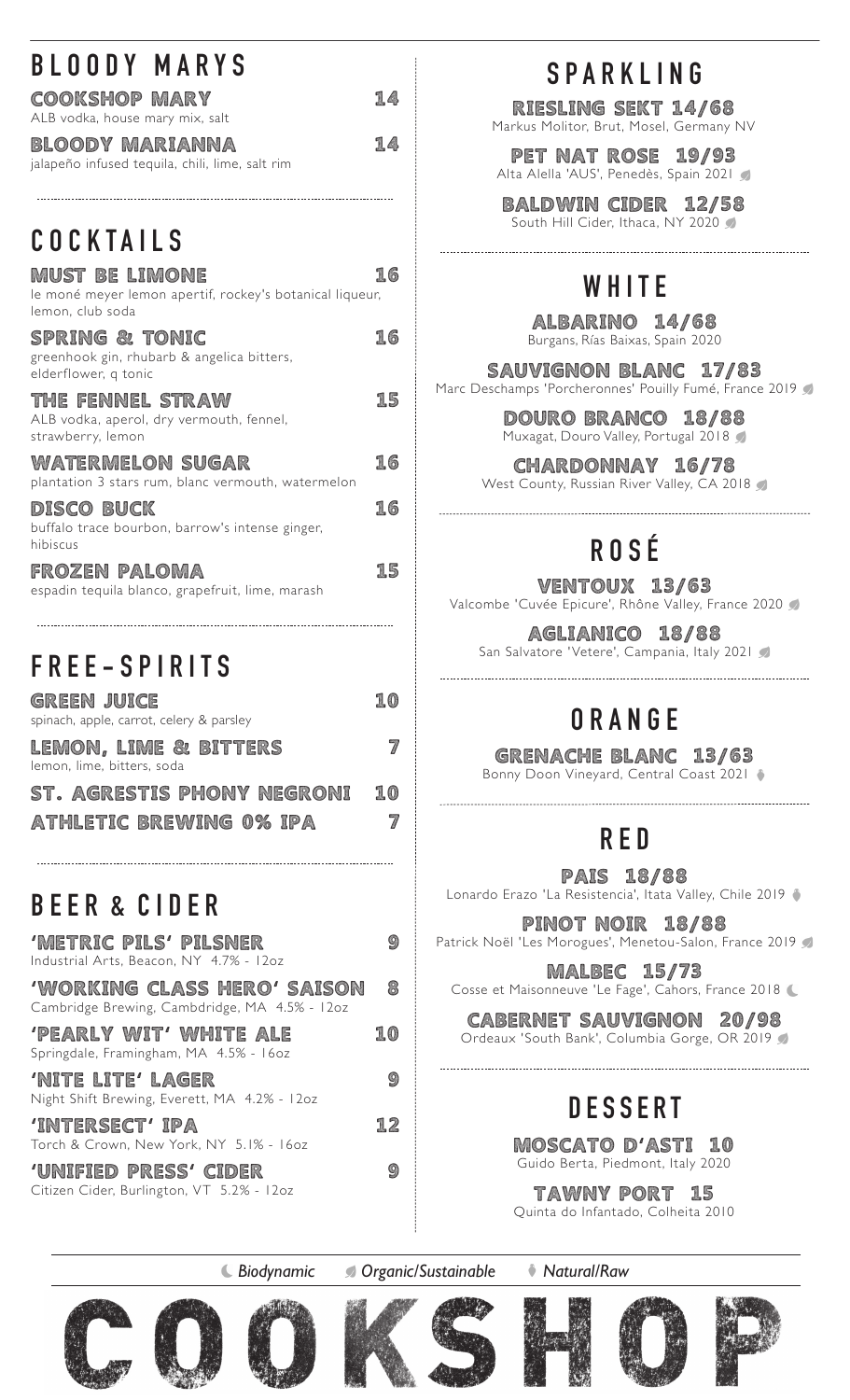## BLOODY MARYS

**COOKSHOP MARY** 14
ALB vodka, house mary mix, salt

**BLOODY MARIANNA** 14
jalapeño infused tequila, chili, lime, salt rim

## COCKTAILS

**MUST BE LIMONE** 16
le moné meyer lemon apertif, rockey's botanical liqueur, lemon, club soda

**SPRING & TONIC** 16
greenhook gin, rhubarb & angelica bitters, elderflower, q tonic

**THE FENNEL STRAW** 15
ALB vodka, aperol, dry vermouth, fennel, strawberry, lemon

**WATERMELON SUGAR** 16
plantation 3 stars rum, blanc vermouth, watermelon

**DISCO BUCK** 16
buffalo trace bourbon, barrow's intense ginger, hibiscus

**FROZEN PALOMA** 15
espadin tequila blanco, grapefruit, lime, marash

## FREE-SPIRITS

**GREEN JUICE** 10
spinach, apple, carrot, celery & parsley

**LEMON, LIME & BITTERS** 7
lemon, lime, bitters, soda

**ST. AGRESTIS PHONY NEGRONI** 10

**ATHLETIC BREWING 0% IPA** 7

## BEER & CIDER

**'METRIC PILS' PILSNER** 9
Industrial Arts, Beacon, NY 4.7% - 12oz

**'WORKING CLASS HERO' SAISON** 8
Cambridge Brewing, Cambdridge, MA 4.5% - 12oz

**'PEARLY WIT' WHITE ALE** 10
Springdale, Framingham, MA 4.5% - 16oz

**'NITE LITE' LAGER** 9
Night Shift Brewing, Everett, MA 4.2% - 12oz

**'INTERSECT' IPA** 12
Torch & Crown, New York, NY 5.1% - 16oz

**'UNIFIED PRESS' CIDER** 9
Citizen Cider, Burlington, VT 5.2% - 12oz

## SPARKLING

**RIESLING SEKT 14/68**
Markus Molitor, Brut, Mosel, Germany NV

**PET NAT ROSE 19/93**
Alta Alella 'AUS', Penedès, Spain 2021 (Organic/Sustainable)

**BALDWIN CIDER 12/58**
South Hill Cider, Ithaca, NY 2020 (Organic/Sustainable)

## WHITE

**ALBARINO 14/68**
Burgans, Rías Baixas, Spain 2020

**SAUVIGNON BLANC 17/83**
Marc Deschamps 'Porcheronnes' Pouilly Fumé, France 2019 (Organic/Sustainable)

**DOURO BRANCO 18/88**
Muxagat, Douro Valley, Portugal 2018 (Organic/Sustainable)

**CHARDONNAY 16/78**
West County, Russian River Valley, CA 2018 (Organic/Sustainable)

## ROSÉ

**VENTOUX 13/63**
Valcombe 'Cuvée Epicure', Rhône Valley, France 2020 (Organic/Sustainable)

**AGLIANICO 18/88**
San Salvatore 'Vetere', Campania, Italy 2021 (Organic/Sustainable)

## ORANGE

**GRENACHE BLANC 13/63**
Bonny Doon Vineyard, Central Coast 2021 (Natural/Raw)

## RED

**PAIS 18/88**
Lonardo Erazo 'La Resistencia', Itata Valley, Chile 2019 (Natural/Raw)

**PINOT NOIR 18/88**
Patrick Noël 'Les Morogues', Menetou-Salon, France 2019 (Organic/Sustainable)

**MALBEC 15/73**
Cosse et Maisonneuve 'Le Fage', Cahors, France 2018 (Biodynamic)

**CABERNET SAUVIGNON 20/98**
Ordeaux 'South Bank', Columbia Gorge, OR 2019 (Organic/Sustainable)

## DESSERT

**MOSCATO D'ASTI 10**
Guido Berta, Piedmont, Italy 2020

**TAWNY PORT 15**
Quinta do Infantado, Colheita 2010

*Biodynamic* *Organic/Sustainable* *Natural/Raw*

# COOKSHOP